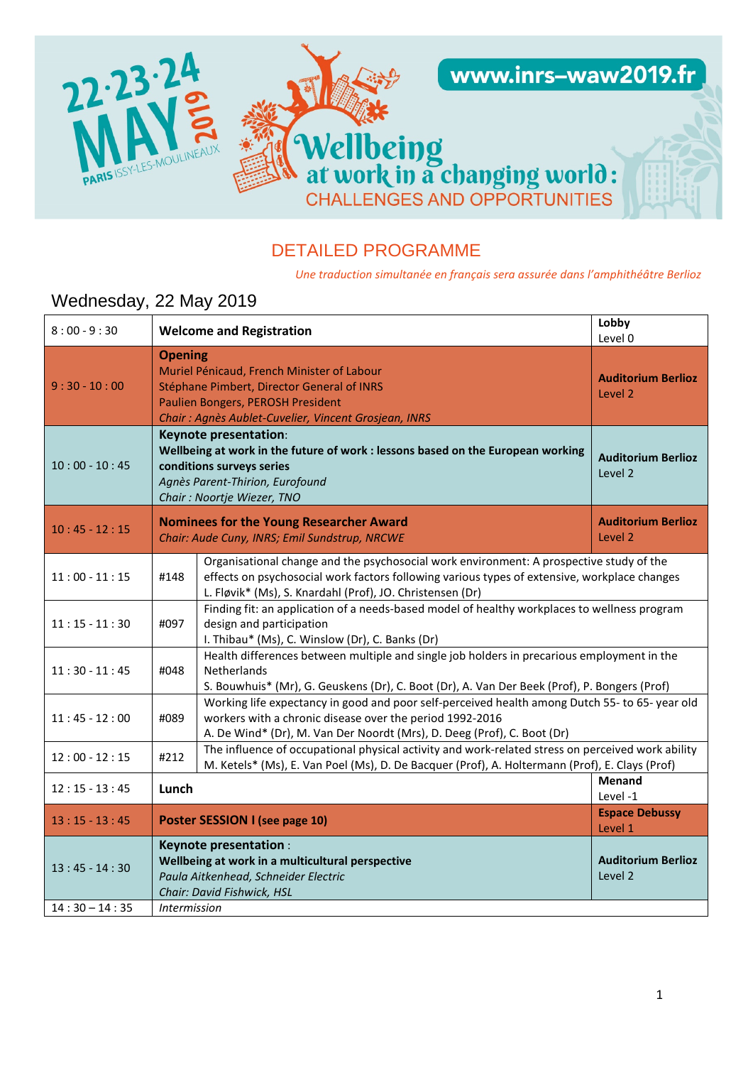22·23·24 MAY 2019

PARIS ISSY-LES-MOULINEAUX

www.inrs-waw2019.fr

# Wellbeing at work in a changing world: CHALLENGES AND OPPORTUNITIES

## DETAILED PROGRAMME

*Une traduction simultanée en français sera assurée dans l'amphithéâtre Berlioz*

## Wednesday, 22 May 2019

| Time | | Session | Location |
|---|---|---|---|
| 8 : 00 - 9 : 30 | **Welcome and Registration** | | Lobby<br>Level 0 |
| 9 : 30 - 10 : 00 | **Opening**<br>Muriel Pénicaud, French Minister of Labour<br>Stéphane Pimbert, Director General of INRS<br>Paulien Bongers, PEROSH President<br>*Chair : Agnès Aublet-Cuvelier, Vincent Grosjean, INRS* | | **Auditorium Berlioz**<br>Level 2 |
| 10 : 00 - 10 : 45 | **Keynote presentation**:<br>**Wellbeing at work in the future of work : lessons based on the European working conditions surveys series**<br>*Agnès Parent-Thirion, Eurofound*<br>*Chair : Noortje Wiezer, TNO* | | **Auditorium Berlioz**<br>Level 2 |
| 10 : 45 - 12 : 15 | **Nominees for the Young Researcher Award**<br>*Chair: Aude Cuny, INRS; Emil Sundstrup, NRCWE* | | **Auditorium Berlioz**<br>Level 2 |
| 11 : 00 - 11 : 15 | #148 | Organisational change and the psychosocial work environment: A prospective study of the effects on psychosocial work factors following various types of extensive, workplace changes<br>L. Fløvik* (Ms), S. Knardahl (Prof), JO. Christensen (Dr) | |
| 11 : 15 - 11 : 30 | #097 | Finding fit: an application of a needs-based model of healthy workplaces to wellness program design and participation<br>I. Thibau* (Ms), C. Winslow (Dr), C. Banks (Dr) | |
| 11 : 30 - 11 : 45 | #048 | Health differences between multiple and single job holders in precarious employment in the Netherlands<br>S. Bouwhuis* (Mr), G. Geuskens (Dr), C. Boot (Dr), A. Van Der Beek (Prof), P. Bongers (Prof) | |
| 11 : 45 - 12 : 00 | #089 | Working life expectancy in good and poor self-perceived health among Dutch 55- to 65- year old workers with a chronic disease over the period 1992-2016<br>A. De Wind* (Dr), M. Van Der Noordt (Mrs), D. Deeg (Prof), C. Boot (Dr) | |
| 12 : 00 - 12 : 15 | #212 | The influence of occupational physical activity and work-related stress on perceived work ability<br>M. Ketels* (Ms), E. Van Poel (Ms), D. De Bacquer (Prof), A. Holtermann (Prof), E. Clays (Prof) | |
| 12 : 15 - 13 : 45 | **Lunch** | | **Menand**<br>Level -1 |
| 13 : 15 - 13 : 45 | **Poster SESSION I (see page 10)** | | **Espace Debussy**<br>Level 1 |
| 13 : 45 - 14 : 30 | **Keynote presentation** :<br>**Wellbeing at work in a multicultural perspective**<br>*Paula Aitkenhead, Schneider Electric*<br>*Chair: David Fishwick, HSL* | | **Auditorium Berlioz**<br>Level 2 |
| 14 : 30 – 14 : 35 | *Intermission* | | |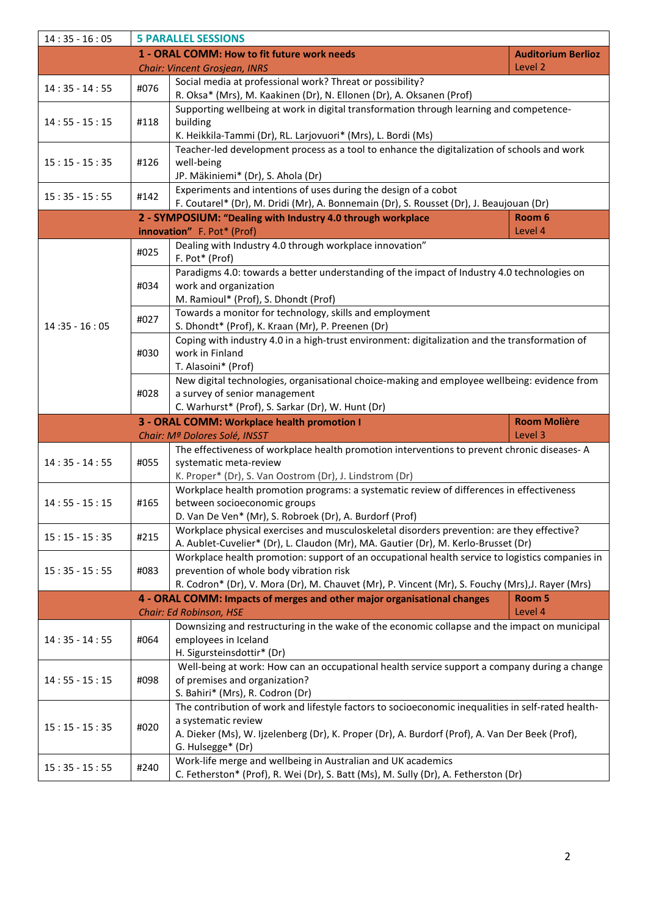| 14 : 35 - 16 : 05 | **5 PARALLEL SESSIONS** | | |
|---|---|---|---|
| | **1 - ORAL COMM: How to fit future work needs** *Chair: Vincent Grosjean, INRS* | | **Auditorium Berlioz** Level 2 |
| 14 : 35 - 14 : 55 | #076 | Social media at professional work? Threat or possibility? R. Oksa* (Mrs), M. Kaakinen (Dr), N. Ellonen (Dr), A. Oksanen (Prof) | |
| 14 : 55 - 15 : 15 | #118 | Supporting wellbeing at work in digital transformation through learning and competence-building K. Heikkila-Tammi (Dr), RL. Larjovuori* (Mrs), L. Bordi (Ms) | |
| 15 : 15 - 15 : 35 | #126 | Teacher-led development process as a tool to enhance the digitalization of schools and work well-being JP. Mäkiniemi* (Dr), S. Ahola (Dr) | |
| 15 : 35 - 15 : 55 | #142 | Experiments and intentions of uses during the design of a cobot F. Coutarel* (Dr), M. Dridi (Mr), A. Bonnemain (Dr), S. Rousset (Dr), J. Beaujouan (Dr) | |
| | **2 - SYMPOSIUM: "Dealing with Industry 4.0 through workplace innovation"** F. Pot* (Prof) | | **Room 6** Level 4 |
| 14 :35 - 16 : 05 | #025 | Dealing with Industry 4.0 through workplace innovation" F. Pot* (Prof) | |
| | #034 | Paradigms 4.0: towards a better understanding of the impact of Industry 4.0 technologies on work and organization M. Ramioul* (Prof), S. Dhondt (Prof) | |
| | #027 | Towards a monitor for technology, skills and employment S. Dhondt* (Prof), K. Kraan (Mr), P. Preenen (Dr) | |
| | #030 | Coping with industry 4.0 in a high-trust environment: digitalization and the transformation of work in Finland T. Alasoini* (Prof) | |
| | #028 | New digital technologies, organisational choice-making and employee wellbeing: evidence from a survey of senior management C. Warhurst* (Prof), S. Sarkar (Dr), W. Hunt (Dr) | |
| | **3 - ORAL COMM: Workplace health promotion I** *Chair: Mª Dolores Solé, INSST* | | **Room Molière** Level 3 |
| 14 : 35 - 14 : 55 | #055 | The effectiveness of workplace health promotion interventions to prevent chronic diseases- A systematic meta-review K. Proper* (Dr), S. Van Oostrom (Dr), J. Lindstrom (Dr) | |
| 14 : 55 - 15 : 15 | #165 | Workplace health promotion programs: a systematic review of differences in effectiveness between socioeconomic groups D. Van De Ven* (Mr), S. Robroek (Dr), A. Burdorf (Prof) | |
| 15 : 15 - 15 : 35 | #215 | Workplace physical exercises and musculoskeletal disorders prevention: are they effective? A. Aublet-Cuvelier* (Dr), L. Claudon (Mr), MA. Gautier (Dr), M. Kerlo-Brusset (Dr) | |
| 15 : 35 - 15 : 55 | #083 | Workplace health promotion: support of an occupational health service to logistics companies in prevention of whole body vibration risk R. Codron* (Dr), V. Mora (Dr), M. Chauvet (Mr), P. Vincent (Mr), S. Fouchy (Mrs),J. Rayer (Mrs) | |
| | **4 - ORAL COMM: Impacts of merges and other major organisational changes** *Chair: Ed Robinson, HSE* | | **Room 5** Level 4 |
| 14 : 35 - 14 : 55 | #064 | Downsizing and restructuring in the wake of the economic collapse and the impact on municipal employees in Iceland H. Sigursteinsdottir* (Dr) | |
| 14 : 55 - 15 : 15 | #098 | Well-being at work: How can an occupational health service support a company during a change of premises and organization? S. Bahiri* (Mrs), R. Codron (Dr) | |
| 15 : 15 - 15 : 35 | #020 | The contribution of work and lifestyle factors to socioeconomic inequalities in self-rated health- a systematic review A. Dieker (Ms), W. Ijzelenberg (Dr), K. Proper (Dr), A. Burdorf (Prof), A. Van Der Beek (Prof), G. Hulsegge* (Dr) | |
| 15 : 35 - 15 : 55 | #240 | Work-life merge and wellbeing in Australian and UK academics C. Fetherston* (Prof), R. Wei (Dr), S. Batt (Ms), M. Sully (Dr), A. Fetherston (Dr) | |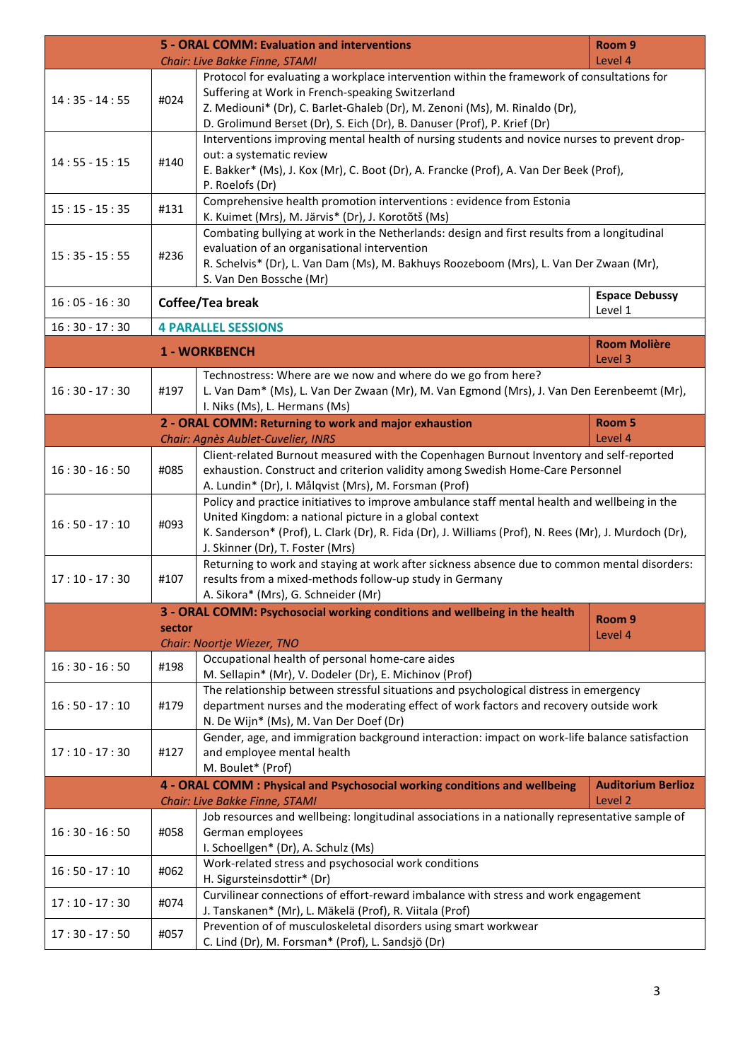| | | | |
|---|---|---|---|
| | | **5 - ORAL COMM: Evaluation and interventions** *Chair: Live Bakke Finne, STAMI* | **Room 9** Level 4 |
| 14 : 35 - 14 : 55 | #024 | Protocol for evaluating a workplace intervention within the framework of consultations for Suffering at Work in French-speaking Switzerland Z. Mediouni* (Dr), C. Barlet-Ghaleb (Dr), M. Zenoni (Ms), M. Rinaldo (Dr), D. Grolimund Berset (Dr), S. Eich (Dr), B. Danuser (Prof), P. Krief (Dr) | |
| 14 : 55 - 15 : 15 | #140 | Interventions improving mental health of nursing students and novice nurses to prevent drop-out: a systematic review E. Bakker* (Ms), J. Kox (Mr), C. Boot (Dr), A. Francke (Prof), A. Van Der Beek (Prof), P. Roelofs (Dr) | |
| 15 : 15 - 15 : 35 | #131 | Comprehensive health promotion interventions : evidence from Estonia K. Kuimet (Mrs), M. Järvis* (Dr), J. Korotõtš (Ms) | |
| 15 : 35 - 15 : 55 | #236 | Combating bullying at work in the Netherlands: design and first results from a longitudinal evaluation of an organisational intervention R. Schelvis* (Dr), L. Van Dam (Ms), M. Bakhuys Roozeboom (Mrs), L. Van Der Zwaan (Mr), S. Van Den Bossche (Mr) | |
| 16 : 05 - 16 : 30 | | **Coffee/Tea break** | **Espace Debussy** Level 1 |
| 16 : 30 - 17 : 30 | | **4 PARALLEL SESSIONS** | |
| | | **1 - WORKBENCH** | **Room Molière** Level 3 |
| 16 : 30 - 17 : 30 | #197 | Technostress: Where are we now and where do we go from here? L. Van Dam* (Ms), L. Van Der Zwaan (Mr), M. Van Egmond (Mrs), J. Van Den Eerenbeemt (Mr), I. Niks (Ms), L. Hermans (Ms) | |
| | | **2 - ORAL COMM: Returning to work and major exhaustion** *Chair: Agnès Aublet-Cuvelier, INRS* | **Room 5** Level 4 |
| 16 : 30 - 16 : 50 | #085 | Client-related Burnout measured with the Copenhagen Burnout Inventory and self-reported exhaustion. Construct and criterion validity among Swedish Home-Care Personnel A. Lundin* (Dr), I. Målqvist (Mrs), M. Forsman (Prof) | |
| 16 : 50 - 17 : 10 | #093 | Policy and practice initiatives to improve ambulance staff mental health and wellbeing in the United Kingdom: a national picture in a global context K. Sanderson* (Prof), L. Clark (Dr), R. Fida (Dr), J. Williams (Prof), N. Rees (Mr), J. Murdoch (Dr), J. Skinner (Dr), T. Foster (Mrs) | |
| 17 : 10 - 17 : 30 | #107 | Returning to work and staying at work after sickness absence due to common mental disorders: results from a mixed-methods follow-up study in Germany A. Sikora* (Mrs), G. Schneider (Mr) | |
| | | **3 - ORAL COMM: Psychosocial working conditions and wellbeing in the health sector** *Chair: Noortje Wiezer, TNO* | **Room 9** Level 4 |
| 16 : 30 - 16 : 50 | #198 | Occupational health of personal home-care aides M. Sellapin* (Mr), V. Dodeler (Dr), E. Michinov (Prof) | |
| 16 : 50 - 17 : 10 | #179 | The relationship between stressful situations and psychological distress in emergency department nurses and the moderating effect of work factors and recovery outside work N. De Wijn* (Ms), M. Van Der Doef (Dr) | |
| 17 : 10 - 17 : 30 | #127 | Gender, age, and immigration background interaction: impact on work-life balance satisfaction and employee mental health M. Boulet* (Prof) | |
| | | **4 - ORAL COMM : Physical and Psychosocial working conditions and wellbeing** *Chair: Live Bakke Finne, STAMI* | **Auditorium Berlioz** Level 2 |
| 16 : 30 - 16 : 50 | #058 | Job resources and wellbeing: longitudinal associations in a nationally representative sample of German employees I. Schoellgen* (Dr), A. Schulz (Ms) | |
| 16 : 50 - 17 : 10 | #062 | Work-related stress and psychosocial work conditions H. Sigursteinsdottir* (Dr) | |
| 17 : 10 - 17 : 30 | #074 | Curvilinear connections of effort-reward imbalance with stress and work engagement J. Tanskanen* (Mr), L. Mäkelä (Prof), R. Viitala (Prof) | |
| 17 : 30 - 17 : 50 | #057 | Prevention of of musculoskeletal disorders using smart workwear C. Lind (Dr), M. Forsman* (Prof), L. Sandsjö (Dr) | |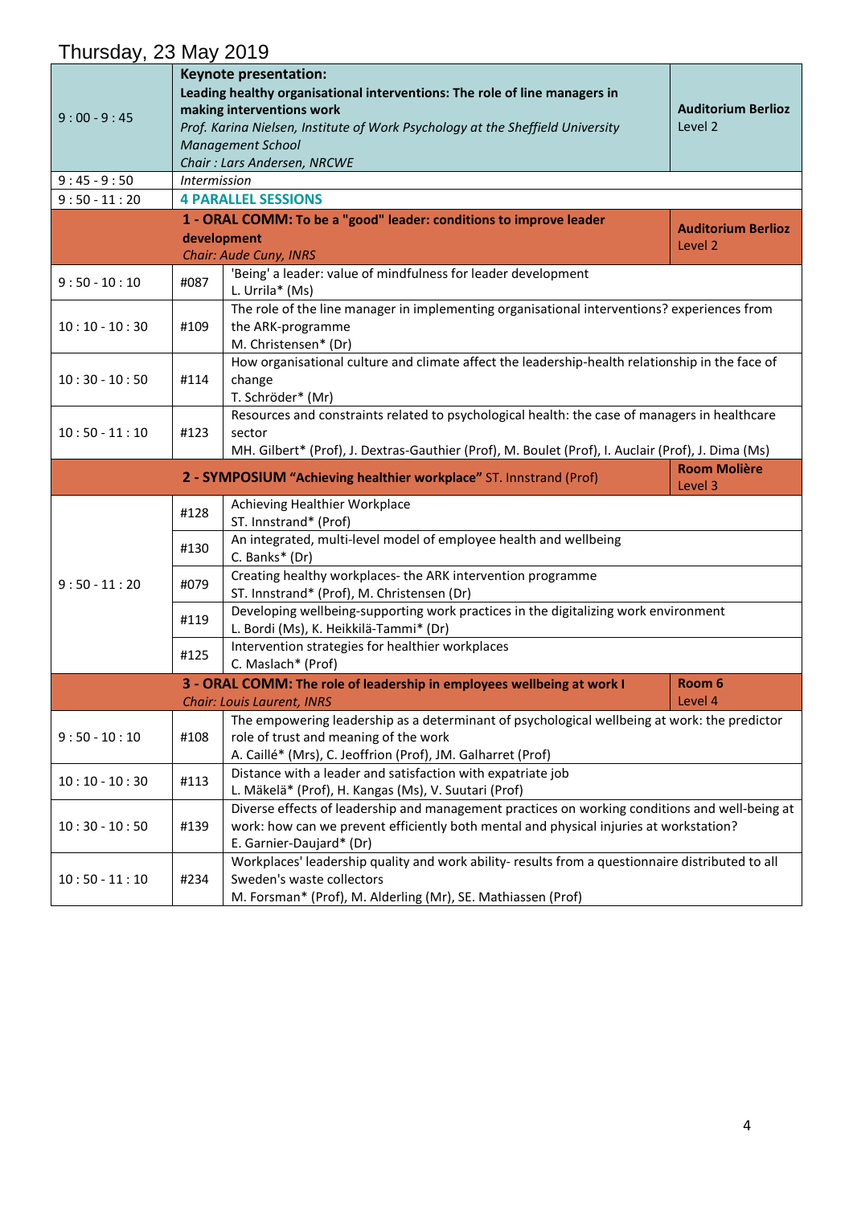# Thursday, 23 May 2019

| | | | |
|---|---|---|---|
| 9 : 00 - 9 : 45 | **Keynote presentation:**<br>**Leading healthy organisational interventions: The role of line managers in making interventions work**<br>*Prof. Karina Nielsen, Institute of Work Psychology at the Sheffield University Management School*<br>*Chair : Lars Andersen, NRCWE* | | **Auditorium Berlioz**<br>Level 2 |
| 9 : 45 - 9 : 50 | *Intermission* | | |
| 9 : 50 - 11 : 20 | **4 PARALLEL SESSIONS** | | |
| | **1 - ORAL COMM: To be a "good" leader: conditions to improve leader development**<br>*Chair: Aude Cuny, INRS* | | **Auditorium Berlioz**<br>Level 2 |
| 9 : 50 - 10 : 10 | #087 | 'Being' a leader: value of mindfulness for leader development<br>L. Urrila* (Ms) | |
| 10 : 10 - 10 : 30 | #109 | The role of the line manager in implementing organisational interventions? experiences from the ARK-programme<br>M. Christensen* (Dr) | |
| 10 : 30 - 10 : 50 | #114 | How organisational culture and climate affect the leadership-health relationship in the face of change<br>T. Schröder* (Mr) | |
| 10 : 50 - 11 : 10 | #123 | Resources and constraints related to psychological health: the case of managers in healthcare sector<br>MH. Gilbert* (Prof), J. Dextras-Gauthier (Prof), M. Boulet (Prof), I. Auclair (Prof), J. Dima (Ms) | |
| | **2 - SYMPOSIUM "Achieving healthier workplace"** ST. Innstrand (Prof) | | **Room Molière**<br>Level 3 |
| 9 : 50 - 11 : 20 | #128 | Achieving Healthier Workplace<br>ST. Innstrand* (Prof) | |
| | #130 | An integrated, multi-level model of employee health and wellbeing<br>C. Banks* (Dr) | |
| | #079 | Creating healthy workplaces- the ARK intervention programme<br>ST. Innstrand* (Prof), M. Christensen (Dr) | |
| | #119 | Developing wellbeing-supporting work practices in the digitalizing work environment<br>L. Bordi (Ms), K. Heikkilä-Tammi* (Dr) | |
| | #125 | Intervention strategies for healthier workplaces<br>C. Maslach* (Prof) | |
| | **3 - ORAL COMM: The role of leadership in employees wellbeing at work I**<br>*Chair: Louis Laurent, INRS* | | **Room 6**<br>Level 4 |
| 9 : 50 - 10 : 10 | #108 | The empowering leadership as a determinant of psychological wellbeing at work: the predictor role of trust and meaning of the work<br>A. Caillé* (Mrs), C. Jeoffrion (Prof), JM. Galharret (Prof) | |
| 10 : 10 - 10 : 30 | #113 | Distance with a leader and satisfaction with expatriate job<br>L. Mäkelä* (Prof), H. Kangas (Ms), V. Suutari (Prof) | |
| 10 : 30 - 10 : 50 | #139 | Diverse effects of leadership and management practices on working conditions and well-being at work: how can we prevent efficiently both mental and physical injuries at workstation?<br>E. Garnier-Daujard* (Dr) | |
| 10 : 50 - 11 : 10 | #234 | Workplaces' leadership quality and work ability- results from a questionnaire distributed to all Sweden's waste collectors<br>M. Forsman* (Prof), M. Alderling (Mr), SE. Mathiassen (Prof) | |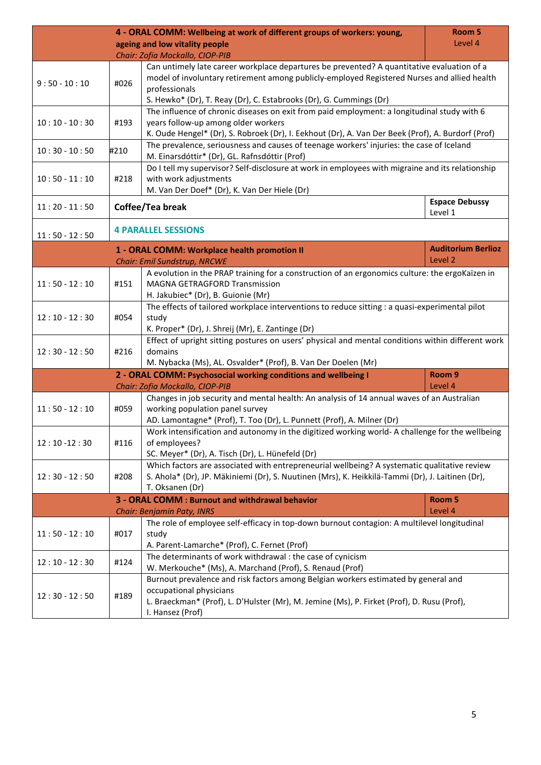| | | | |
|---|---|---|---|
| | | **4 - ORAL COMM: Wellbeing at work of different groups of workers: young, ageing and low vitality people**<br>*Chair: Zofia Mockallo, CIOP-PIB* | **Room 5**<br>Level 4 |
| 9 : 50 - 10 : 10 | #026 | Can untimely late career workplace departures be prevented? A quantitative evaluation of a model of involuntary retirement among publicly-employed Registered Nurses and allied health professionals<br>S. Hewko* (Dr), T. Reay (Dr), C. Estabrooks (Dr), G. Cummings (Dr) | |
| 10 : 10 - 10 : 30 | #193 | The influence of chronic diseases on exit from paid employment: a longitudinal study with 6 years follow-up among older workers<br>K. Oude Hengel* (Dr), S. Robroek (Dr), I. Eekhout (Dr), A. Van Der Beek (Prof), A. Burdorf (Prof) | |
| 10 : 30 - 10 : 50 | #210 | The prevalence, seriousness and causes of teenage workers' injuries: the case of Iceland<br>M. Einarsdóttir* (Dr), GL. Rafnsdóttir (Prof) | |
| 10 : 50 - 11 : 10 | #218 | Do I tell my supervisor? Self-disclosure at work in employees with migraine and its relationship with work adjustments<br>M. Van Der Doef* (Dr), K. Van Der Hiele (Dr) | |
| 11 : 20 - 11 : 50 | | **Coffee/Tea break** | **Espace Debussy**<br>Level 1 |
| 11 : 50 - 12 : 50 | | **4 PARALLEL SESSIONS** | |
| | | **1 - ORAL COMM: Workplace health promotion II**<br>*Chair: Emil Sundstrup, NRCWE* | **Auditorium Berlioz**<br>Level 2 |
| 11 : 50 - 12 : 10 | #151 | A evolution in the PRAP training for a construction of an ergonomics culture: the ergoKaïzen in MAGNA GETRAGFORD Transmission<br>H. Jakubiec* (Dr), B. Guionie (Mr) | |
| 12 : 10 - 12 : 30 | #054 | The effects of tailored workplace interventions to reduce sitting : a quasi-experimental pilot study<br>K. Proper* (Dr), J. Shreij (Mr), E. Zantinge (Dr) | |
| 12 : 30 - 12 : 50 | #216 | Effect of upright sitting postures on users' physical and mental conditions within different work domains<br>M. Nybacka (Ms), AL. Osvalder* (Prof), B. Van Der Doelen (Mr) | |
| | | **2 - ORAL COMM: Psychosocial working conditions and wellbeing I**<br>*Chair: Zofia Mockallo, CIOP-PIB* | **Room 9**<br>Level 4 |
| 11 : 50 - 12 : 10 | #059 | Changes in job security and mental health: An analysis of 14 annual waves of an Australian working population panel survey<br>AD. Lamontagne* (Prof), T. Too (Dr), L. Punnett (Prof), A. Milner (Dr) | |
| 12 : 10 -12 : 30 | #116 | Work intensification and autonomy in the digitized working world- A challenge for the wellbeing of employees?<br>SC. Meyer* (Dr), A. Tisch (Dr), L. Hünefeld (Dr) | |
| 12 : 30 - 12 : 50 | #208 | Which factors are associated with entrepreneurial wellbeing? A systematic qualitative review<br>S. Ahola* (Dr), JP. Mäkiniemi (Dr), S. Nuutinen (Mrs), K. Heikkilä-Tammi (Dr), J. Laitinen (Dr), T. Oksanen (Dr) | |
| | | **3 - ORAL COMM : Burnout and withdrawal behavior**<br>*Chair: Benjamin Paty, INRS* | **Room 5**<br>Level 4 |
| 11 : 50 - 12 : 10 | #017 | The role of employee self-efficacy in top-down burnout contagion: A multilevel longitudinal study<br>A. Parent-Lamarche* (Prof), C. Fernet (Prof) | |
| 12 : 10 - 12 : 30 | #124 | The determinants of work withdrawal : the case of cynicism<br>W. Merkouche* (Ms), A. Marchand (Prof), S. Renaud (Prof) | |
| 12 : 30 - 12 : 50 | #189 | Burnout prevalence and risk factors among Belgian workers estimated by general and occupational physicians<br>L. Braeckman* (Prof), L. D'Hulster (Mr), M. Jemine (Ms), P. Firket (Prof), D. Rusu (Prof), I. Hansez (Prof) | |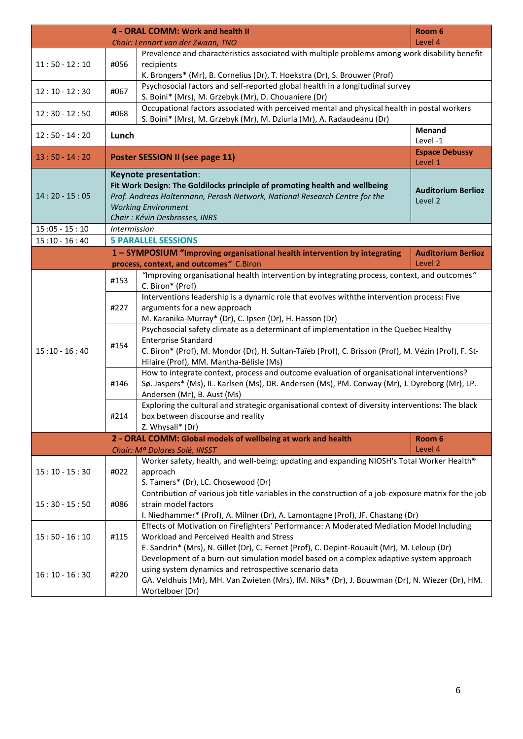| | | 4 - ORAL COMM: Work and health II<br>*Chair: Lennart van der Zwaan, TNO* | Room 6<br>Level 4 |
|---|---|---|---|
| 11 : 50 - 12 : 10 | #056 | Prevalence and characteristics associated with multiple problems among work disability benefit recipients<br>K. Brongers* (Mr), B. Cornelius (Dr), T. Hoekstra (Dr), S. Brouwer (Prof) | |
| 12 : 10 - 12 : 30 | #067 | Psychosocial factors and self-reported global health in a longitudinal survey<br>S. Boini* (Mrs), M. Grzebyk (Mr), D. Chouaniere (Dr) | |
| 12 : 30 - 12 : 50 | #068 | Occupational factors associated with perceived mental and physical health in postal workers<br>S. Boini* (Mrs), M. Grzebyk (Mr), M. Dziurla (Mr), A. Radaudeanu (Dr) | |
| 12 : 50 - 14 : 20 | **Lunch** | | **Menand**<br>Level -1 |
| 13 : 50 - 14 : 20 | **Poster SESSION II (see page 11)** | | **Espace Debussy**<br>Level 1 |
| 14 : 20 - 15 : 05 | **Keynote presentation**:<br>**Fit Work Design: The Goldilocks principle of promoting health and wellbeing**<br>*Prof. Andreas Holtermann, Perosh Network, National Research Centre for the Working Environment*<br>*Chair : Kévin Desbrosses, INRS* | | **Auditorium Berlioz**<br>Level 2 |
| 15 :05 - 15 : 10 | *Intermission* | | |
| 15 :10 - 16 : 40 | **5 PARALLEL SESSIONS** | | |
| | | **1 – SYMPOSIUM "Improving organisational health intervention by integrating process, context, and outcomes"** C.Biron | **Auditorium Berlioz**<br>Level 2 |
| 15 :10 - 16 : 40 | #153 | "Improving organisational health intervention by integrating process, context, and outcomes"<br>C. Biron* (Prof) | |
| | #227 | Interventions leadership is a dynamic role that evolves withthe intervention process: Five arguments for a new approach<br>M. Karanika-Murray* (Dr), C. Ipsen (Dr), H. Hasson (Dr) | |
| | #154 | Psychosocial safety climate as a determinant of implementation in the Quebec Healthy Enterprise Standard<br>C. Biron* (Prof), M. Mondor (Dr), H. Sultan-Taïeb (Prof), C. Brisson (Prof), M. Vézin (Prof), F. St-Hilaire (Prof), MM. Mantha-Bélisle (Ms) | |
| | #146 | How to integrate context, process and outcome evaluation of organisational interventions?<br>Sø. Jaspers* (Ms), IL. Karlsen (Ms), DR. Andersen (Ms), PM. Conway (Mr), J. Dyreborg (Mr), LP. Andersen (Mr), B. Aust (Ms) | |
| | #214 | Exploring the cultural and strategic organisational context of diversity interventions: The black box between discourse and reality<br>Z. Whysall* (Dr) | |
| | | **2 - ORAL COMM: Global models of wellbeing at work and health**<br>*Chair: Mª Dolores Solé, INSST* | **Room 6**<br>Level 4 |
| 15 : 10 - 15 : 30 | #022 | Worker safety, health, and well-being: updating and expanding NIOSH's Total Worker Health® approach<br>S. Tamers* (Dr), LC. Chosewood (Dr) | |
| 15 : 30 - 15 : 50 | #086 | Contribution of various job title variables in the construction of a job-exposure matrix for the job strain model factors<br>I. Niedhammer* (Prof), A. Milner (Dr), A. Lamontagne (Prof), JF. Chastang (Dr) | |
| 15 : 50 - 16 : 10 | #115 | Effects of Motivation on Firefighters' Performance: A Moderated Mediation Model Including Workload and Perceived Health and Stress<br>E. Sandrin* (Mrs), N. Gillet (Dr), C. Fernet (Prof), C. Depint-Rouault (Mr), M. Leloup (Dr) | |
| 16 : 10 - 16 : 30 | #220 | Development of a burn-out simulation model based on a complex adaptive system approach using system dynamics and retrospective scenario data<br>GA. Veldhuis (Mr), MH. Van Zwieten (Mrs), IM. Niks* (Dr), J. Bouwman (Dr), N. Wiezer (Dr), HM. Wortelboer (Dr) | |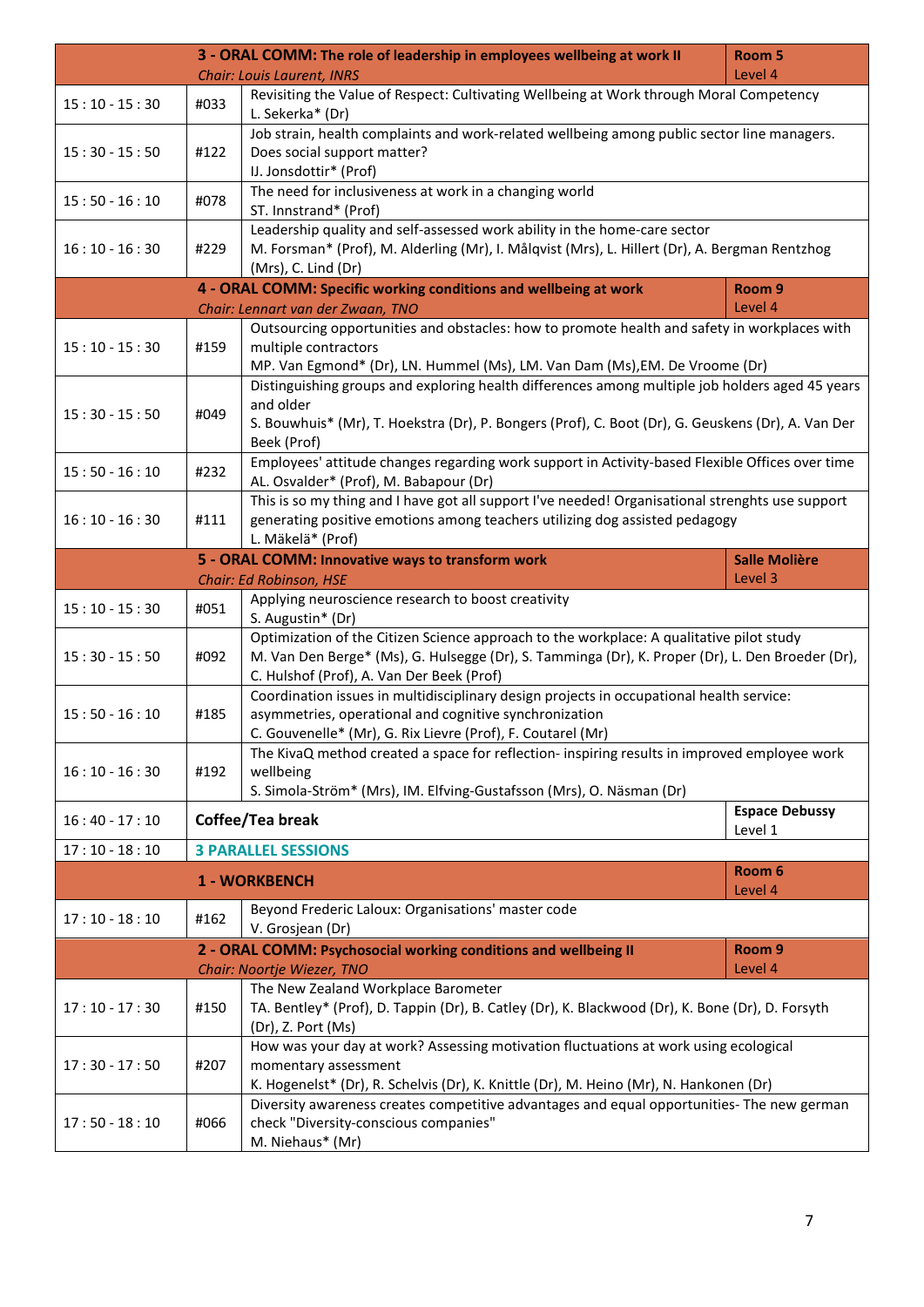| | | | |
|---|---|---|---|
| | | **3 - ORAL COMM: The role of leadership in employees wellbeing at work II**<br>*Chair: Louis Laurent, INRS* | **Room 5**<br>Level 4 |
| 15 : 10 - 15 : 30 | #033 | Revisiting the Value of Respect: Cultivating Wellbeing at Work through Moral Competency<br>L. Sekerka* (Dr) | |
| 15 : 30 - 15 : 50 | #122 | Job strain, health complaints and work-related wellbeing among public sector line managers. Does social support matter?<br>IJ. Jonsdottir* (Prof) | |
| 15 : 50 - 16 : 10 | #078 | The need for inclusiveness at work in a changing world<br>ST. Innstrand* (Prof) | |
| 16 : 10 - 16 : 30 | #229 | Leadership quality and self-assessed work ability in the home-care sector<br>M. Forsman* (Prof), M. Alderling (Mr), I. Målqvist (Mrs), L. Hillert (Dr), A. Bergman Rentzhog (Mrs), C. Lind (Dr) | |
| | | **4 - ORAL COMM: Specific working conditions and wellbeing at work**<br>*Chair: Lennart van der Zwaan, TNO* | **Room 9**<br>Level 4 |
| 15 : 10 - 15 : 30 | #159 | Outsourcing opportunities and obstacles: how to promote health and safety in workplaces with multiple contractors<br>MP. Van Egmond* (Dr), LN. Hummel (Ms), LM. Van Dam (Ms),EM. De Vroome (Dr) | |
| 15 : 30 - 15 : 50 | #049 | Distinguishing groups and exploring health differences among multiple job holders aged 45 years and older<br>S. Bouwhuis* (Mr), T. Hoekstra (Dr), P. Bongers (Prof), C. Boot (Dr), G. Geuskens (Dr), A. Van Der Beek (Prof) | |
| 15 : 50 - 16 : 10 | #232 | Employees' attitude changes regarding work support in Activity-based Flexible Offices over time<br>AL. Osvalder* (Prof), M. Babapour (Dr) | |
| 16 : 10 - 16 : 30 | #111 | This is so my thing and I have got all support I've needed! Organisational strenghts use support generating positive emotions among teachers utilizing dog assisted pedagogy<br>L. Mäkelä* (Prof) | |
| | | **5 - ORAL COMM: Innovative ways to transform work**<br>*Chair: Ed Robinson, HSE* | **Salle Molière**<br>Level 3 |
| 15 : 10 - 15 : 30 | #051 | Applying neuroscience research to boost creativity<br>S. Augustin* (Dr) | |
| 15 : 30 - 15 : 50 | #092 | Optimization of the Citizen Science approach to the workplace: A qualitative pilot study<br>M. Van Den Berge* (Ms), G. Hulsegge (Dr), S. Tamminga (Dr), K. Proper (Dr), L. Den Broeder (Dr), C. Hulshof (Prof), A. Van Der Beek (Prof) | |
| 15 : 50 - 16 : 10 | #185 | Coordination issues in multidisciplinary design projects in occupational health service: asymmetries, operational and cognitive synchronization<br>C. Gouvenelle* (Mr), G. Rix Lievre (Prof), F. Coutarel (Mr) | |
| 16 : 10 - 16 : 30 | #192 | The KivaQ method created a space for reflection- inspiring results in improved employee work wellbeing<br>S. Simola-Ström* (Mrs), IM. Elfving-Gustafsson (Mrs), O. Näsman (Dr) | |
| 16 : 40 - 17 : 10 | **Coffee/Tea break** | | **Espace Debussy**<br>Level 1 |
| 17 : 10 - 18 : 10 | **3 PARALLEL SESSIONS** | | |
| | | **1 - WORKBENCH** | **Room 6**<br>Level 4 |
| 17 : 10 - 18 : 10 | #162 | Beyond Frederic Laloux: Organisations' master code<br>V. Grosjean (Dr) | |
| | | **2 - ORAL COMM: Psychosocial working conditions and wellbeing II**<br>*Chair: Noortje Wiezer, TNO* | **Room 9**<br>Level 4 |
| 17 : 10 - 17 : 30 | #150 | The New Zealand Workplace Barometer<br>TA. Bentley* (Prof), D. Tappin (Dr), B. Catley (Dr), K. Blackwood (Dr), K. Bone (Dr), D. Forsyth (Dr), Z. Port (Ms) | |
| 17 : 30 - 17 : 50 | #207 | How was your day at work? Assessing motivation fluctuations at work using ecological momentary assessment<br>K. Hogenelst* (Dr), R. Schelvis (Dr), K. Knittle (Dr), M. Heino (Mr), N. Hankonen (Dr) | |
| 17 : 50 - 18 : 10 | #066 | Diversity awareness creates competitive advantages and equal opportunities- The new german check "Diversity-conscious companies"<br>M. Niehaus* (Mr) | |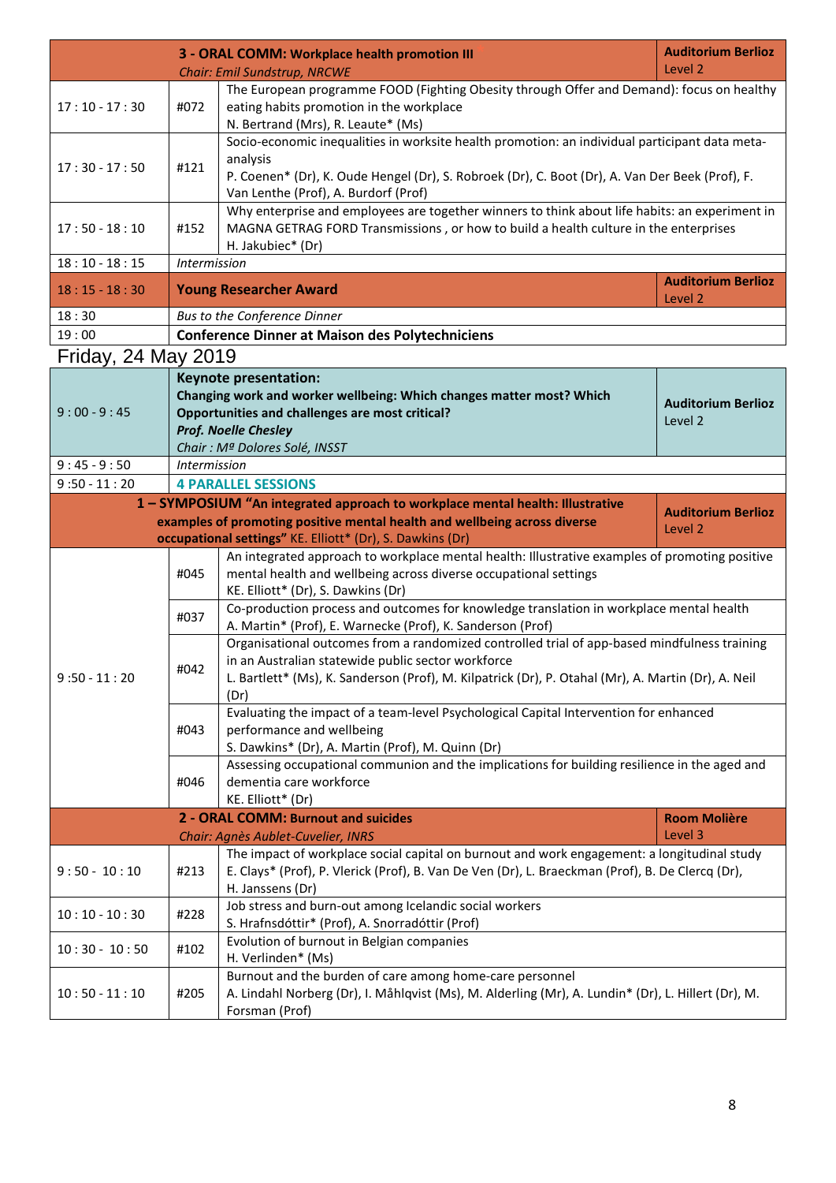| | | | |
|---|---|---|---|
| | | **3 - ORAL COMM: Workplace health promotion III** *Chair: Emil Sundstrup, NRCWE* | **Auditorium Berlioz** Level 2 |
| 17 : 10 - 17 : 30 | #072 | The European programme FOOD (Fighting Obesity through Offer and Demand): focus on healthy eating habits promotion in the workplace N. Bertrand (Mrs), R. Leaute* (Ms) | |
| 17 : 30 - 17 : 50 | #121 | Socio-economic inequalities in worksite health promotion: an individual participant data meta-analysis P. Coenen* (Dr), K. Oude Hengel (Dr), S. Robroek (Dr), C. Boot (Dr), A. Van Der Beek (Prof), F. Van Lenthe (Prof), A. Burdorf (Prof) | |
| 17 : 50 - 18 : 10 | #152 | Why enterprise and employees are together winners to think about life habits: an experiment in MAGNA GETRAG FORD Transmissions , or how to build a health culture in the enterprises H. Jakubiec* (Dr) | |
| 18 : 10 - 18 : 15 | *Intermission* | | |
| 18 : 15 - 18 : 30 | **Young Researcher Award** | | **Auditorium Berlioz** Level 2 |
| 18 : 30 | *Bus to the Conference Dinner* | | |
| 19 : 00 | **Conference Dinner at Maison des Polytechniciens** | | |

## Friday, 24 May 2019

| | | | |
|---|---|---|---|
| 9 : 00 - 9 : 45 | **Keynote presentation: Changing work and worker wellbeing: Which changes matter most? Which Opportunities and challenges are most critical?** ***Prof. Noelle Chesley*** *Chair : Mª Dolores Solé, INSST* | | **Auditorium Berlioz** Level 2 |
| 9 : 45 - 9 : 50 | *Intermission* | | |
| 9 :50 - 11 : 20 | **4 PARALLEL SESSIONS** | | |
| | | **1 – SYMPOSIUM "An integrated approach to workplace mental health: Illustrative examples of promoting positive mental health and wellbeing across diverse occupational settings"** KE. Elliott* (Dr), S. Dawkins (Dr) | **Auditorium Berlioz** Level 2 |
| 9 :50 - 11 : 20 | #045 | An integrated approach to workplace mental health: Illustrative examples of promoting positive mental health and wellbeing across diverse occupational settings KE. Elliott* (Dr), S. Dawkins (Dr) | |
| | #037 | Co-production process and outcomes for knowledge translation in workplace mental health A. Martin* (Prof), E. Warnecke (Prof), K. Sanderson (Prof) | |
| | #042 | Organisational outcomes from a randomized controlled trial of app-based mindfulness training in an Australian statewide public sector workforce L. Bartlett* (Ms), K. Sanderson (Prof), M. Kilpatrick (Dr), P. Otahal (Mr), A. Martin (Dr), A. Neil (Dr) | |
| | #043 | Evaluating the impact of a team-level Psychological Capital Intervention for enhanced performance and wellbeing S. Dawkins* (Dr), A. Martin (Prof), M. Quinn (Dr) | |
| | #046 | Assessing occupational communion and the implications for building resilience in the aged and dementia care workforce KE. Elliott* (Dr) | |
| | | **2 - ORAL COMM: Burnout and suicides** *Chair: Agnès Aublet-Cuvelier, INRS* | **Room Molière** Level 3 |
| 9 : 50 - 10 : 10 | #213 | The impact of workplace social capital on burnout and work engagement: a longitudinal study E. Clays* (Prof), P. Vlerick (Prof), B. Van De Ven (Dr), L. Braeckman (Prof), B. De Clercq (Dr), H. Janssens (Dr) | |
| 10 : 10 - 10 : 30 | #228 | Job stress and burn-out among Icelandic social workers S. Hrafnsdóttir* (Prof), A. Snorradóttir (Prof) | |
| 10 : 30 - 10 : 50 | #102 | Evolution of burnout in Belgian companies H. Verlinden* (Ms) | |
| 10 : 50 - 11 : 10 | #205 | Burnout and the burden of care among home-care personnel A. Lindahl Norberg (Dr), I. Måhlqvist (Ms), M. Alderling (Mr), A. Lundin* (Dr), L. Hillert (Dr), M. Forsman (Prof) | |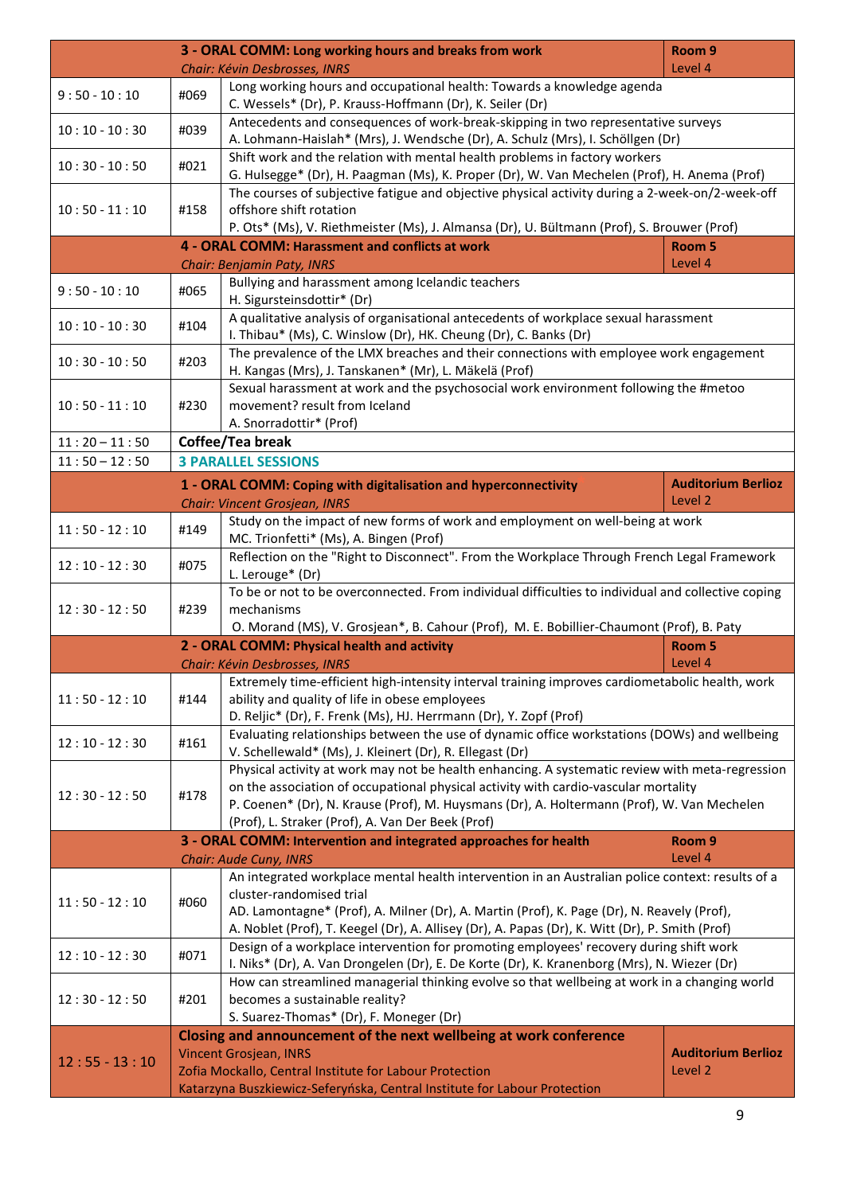| | | 3 - ORAL COMM: Long working hours and breaks from work<br>*Chair: Kévin Desbrosses, INRS* | Room 9<br>Level 4 |
|---|---|---|---|
| 9 : 50 - 10 : 10 | #069 | Long working hours and occupational health: Towards a knowledge agenda<br>C. Wessels* (Dr), P. Krauss-Hoffmann (Dr), K. Seiler (Dr) | |
| 10 : 10 - 10 : 30 | #039 | Antecedents and consequences of work-break-skipping in two representative surveys<br>A. Lohmann-Haislah* (Mrs), J. Wendsche (Dr), A. Schulz (Mrs), I. Schöllgen (Dr) | |
| 10 : 30 - 10 : 50 | #021 | Shift work and the relation with mental health problems in factory workers<br>G. Hulsegge* (Dr), H. Paagman (Ms), K. Proper (Dr), W. Van Mechelen (Prof), H. Anema (Prof) | |
| 10 : 50 - 11 : 10 | #158 | The courses of subjective fatigue and objective physical activity during a 2-week-on/2-week-off offshore shift rotation<br>P. Ots* (Ms), V. Riethmeister (Ms), J. Almansa (Dr), U. Bültmann (Prof), S. Brouwer (Prof) | |
| | | **4 - ORAL COMM: Harassment and conflicts at work**<br>*Chair: Benjamin Paty, INRS* | **Room 5**<br>Level 4 |
| 9 : 50 - 10 : 10 | #065 | Bullying and harassment among Icelandic teachers<br>H. Sigursteinsdottir* (Dr) | |
| 10 : 10 - 10 : 30 | #104 | A qualitative analysis of organisational antecedents of workplace sexual harassment<br>I. Thibau* (Ms), C. Winslow (Dr), HK. Cheung (Dr), C. Banks (Dr) | |
| 10 : 30 - 10 : 50 | #203 | The prevalence of the LMX breaches and their connections with employee work engagement<br>H. Kangas (Mrs), J. Tanskanen* (Mr), L. Mäkelä (Prof) | |
| 10 : 50 - 11 : 10 | #230 | Sexual harassment at work and the psychosocial work environment following the #metoo movement? result from Iceland<br>A. Snorradottir* (Prof) | |
| 11 : 20 – 11 : 50 | **Coffee/Tea break** | | |
| 11 : 50 – 12 : 50 | **3 PARALLEL SESSIONS** | | |
| | | **1 - ORAL COMM: Coping with digitalisation and hyperconnectivity**<br>*Chair: Vincent Grosjean, INRS* | **Auditorium Berlioz**<br>Level 2 |
| 11 : 50 - 12 : 10 | #149 | Study on the impact of new forms of work and employment on well-being at work<br>MC. Trionfetti* (Ms), A. Bingen (Prof) | |
| 12 : 10 - 12 : 30 | #075 | Reflection on the "Right to Disconnect". From the Workplace Through French Legal Framework<br>L. Lerouge* (Dr) | |
| 12 : 30 - 12 : 50 | #239 | To be or not to be overconnected. From individual difficulties to individual and collective coping mechanisms<br>O. Morand (MS), V. Grosjean*, B. Cahour (Prof), M. E. Bobillier-Chaumont (Prof), B. Paty | |
| | | **2 - ORAL COMM: Physical health and activity**<br>*Chair: Kévin Desbrosses, INRS* | **Room 5**<br>Level 4 |
| 11 : 50 - 12 : 10 | #144 | Extremely time-efficient high-intensity interval training improves cardiometabolic health, work ability and quality of life in obese employees<br>D. Reljic* (Dr), F. Frenk (Ms), HJ. Herrmann (Dr), Y. Zopf (Prof) | |
| 12 : 10 - 12 : 30 | #161 | Evaluating relationships between the use of dynamic office workstations (DOWs) and wellbeing<br>V. Schellewald* (Ms), J. Kleinert (Dr), R. Ellegast (Dr) | |
| 12 : 30 - 12 : 50 | #178 | Physical activity at work may not be health enhancing. A systematic review with meta-regression on the association of occupational physical activity with cardio-vascular mortality<br>P. Coenen* (Dr), N. Krause (Prof), M. Huysmans (Dr), A. Holtermann (Prof), W. Van Mechelen (Prof), L. Straker (Prof), A. Van Der Beek (Prof) | |
| | | **3 - ORAL COMM: Intervention and integrated approaches for health**<br>*Chair: Aude Cuny, INRS* | **Room 9**<br>Level 4 |
| 11 : 50 - 12 : 10 | #060 | An integrated workplace mental health intervention in an Australian police context: results of a cluster-randomised trial<br>AD. Lamontagne* (Prof), A. Milner (Dr), A. Martin (Prof), K. Page (Dr), N. Reavely (Prof), A. Noblet (Prof), T. Keegel (Dr), A. Allisey (Dr), A. Papas (Dr), K. Witt (Dr), P. Smith (Prof) | |
| 12 : 10 - 12 : 30 | #071 | Design of a workplace intervention for promoting employees' recovery during shift work<br>I. Niks* (Dr), A. Van Drongelen (Dr), E. De Korte (Dr), K. Kranenborg (Mrs), N. Wiezer (Dr) | |
| 12 : 30 - 12 : 50 | #201 | How can streamlined managerial thinking evolve so that wellbeing at work in a changing world becomes a sustainable reality?<br>S. Suarez-Thomas* (Dr), F. Moneger (Dr) | |
| 12 : 55 - 13 : 10 | **Closing and announcement of the next wellbeing at work conference**<br>Vincent Grosjean, INRS<br>Zofia Mockallo, Central Institute for Labour Protection<br>Katarzyna Buszkiewicz-Seferyńska, Central Institute for Labour Protection | | **Auditorium Berlioz**<br>Level 2 |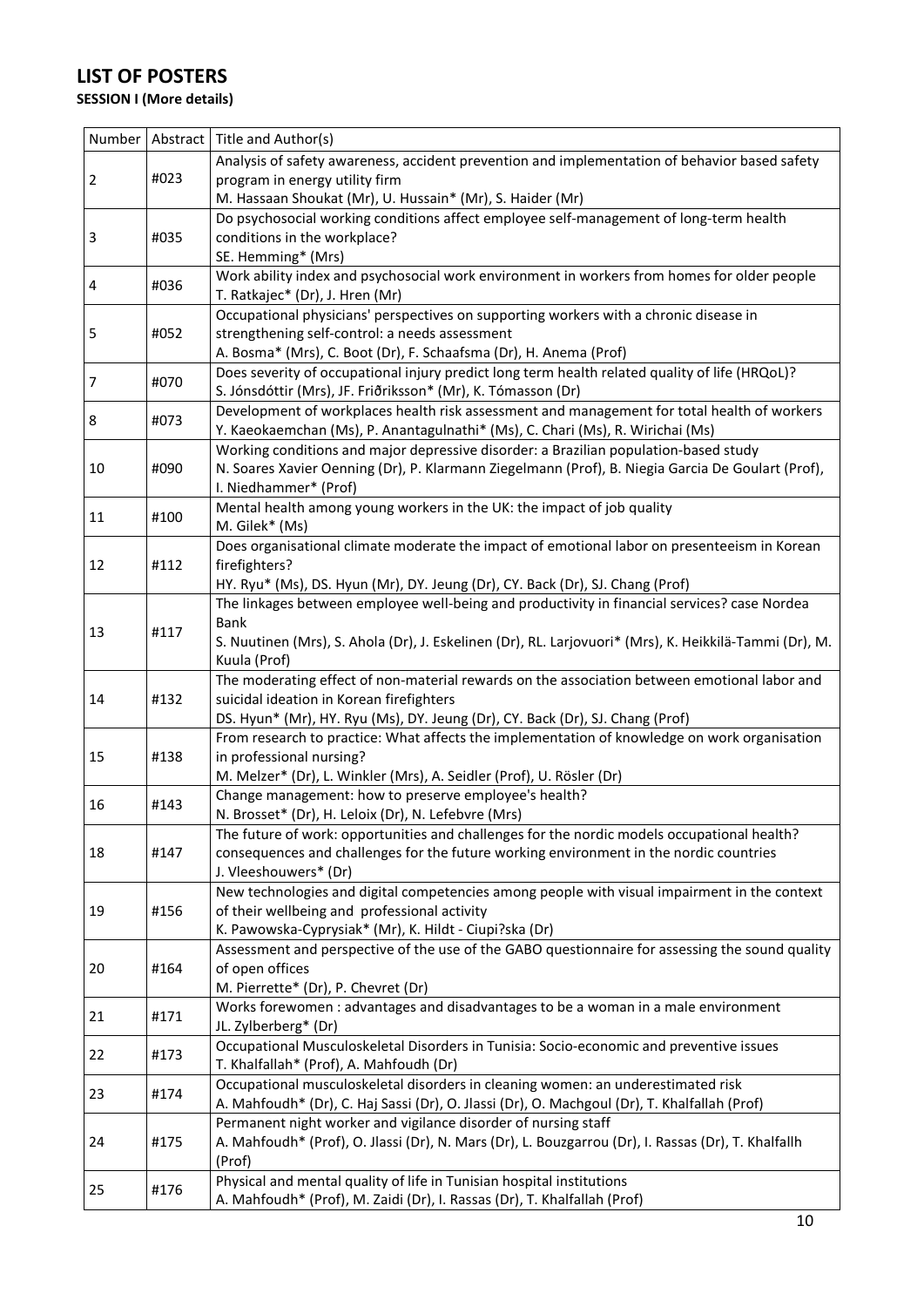# LIST OF POSTERS

**SESSION I (More details)**

| Number | Abstract | Title and Author(s) |
|---|---|---|
| 2 | #023 | Analysis of safety awareness, accident prevention and implementation of behavior based safety program in energy utility firm<br>M. Hassaan Shoukat (Mr), U. Hussain* (Mr), S. Haider (Mr) |
| 3 | #035 | Do psychosocial working conditions affect employee self-management of long-term health conditions in the workplace?<br>SE. Hemming* (Mrs) |
| 4 | #036 | Work ability index and psychosocial work environment in workers from homes for older people<br>T. Ratkajec* (Dr), J. Hren (Mr) |
| 5 | #052 | Occupational physicians' perspectives on supporting workers with a chronic disease in strengthening self-control: a needs assessment<br>A. Bosma* (Mrs), C. Boot (Dr), F. Schaafsma (Dr), H. Anema (Prof) |
| 7 | #070 | Does severity of occupational injury predict long term health related quality of life (HRQoL)?<br>S. Jónsdóttir (Mrs), JF. Friðriksson* (Mr), K. Tómasson (Dr) |
| 8 | #073 | Development of workplaces health risk assessment and management for total health of workers<br>Y. Kaeokaemchan (Ms), P. Anantagulnathi* (Ms), C. Chari (Ms), R. Wirichai (Ms) |
| 10 | #090 | Working conditions and major depressive disorder: a Brazilian population-based study<br>N. Soares Xavier Oenning (Dr), P. Klarmann Ziegelmann (Prof), B. Niegia Garcia De Goulart (Prof), I. Niedhammer* (Prof) |
| 11 | #100 | Mental health among young workers in the UK: the impact of job quality<br>M. Gilek* (Ms) |
| 12 | #112 | Does organisational climate moderate the impact of emotional labor on presenteeism in Korean firefighters?<br>HY. Ryu* (Ms), DS. Hyun (Mr), DY. Jeung (Dr), CY. Back (Dr), SJ. Chang (Prof) |
| 13 | #117 | The linkages between employee well-being and productivity in financial services? case Nordea Bank<br>S. Nuutinen (Mrs), S. Ahola (Dr), J. Eskelinen (Dr), RL. Larjovuori* (Mrs), K. Heikkilä-Tammi (Dr), M. Kuula (Prof) |
| 14 | #132 | The moderating effect of non-material rewards on the association between emotional labor and suicidal ideation in Korean firefighters<br>DS. Hyun* (Mr), HY. Ryu (Ms), DY. Jeung (Dr), CY. Back (Dr), SJ. Chang (Prof) |
| 15 | #138 | From research to practice: What affects the implementation of knowledge on work organisation in professional nursing?<br>M. Melzer* (Dr), L. Winkler (Mrs), A. Seidler (Prof), U. Rösler (Dr) |
| 16 | #143 | Change management: how to preserve employee's health?<br>N. Brosset* (Dr), H. Leloix (Dr), N. Lefebvre (Mrs) |
| 18 | #147 | The future of work: opportunities and challenges for the nordic models occupational health? consequences and challenges for the future working environment in the nordic countries<br>J. Vleeshouwers* (Dr) |
| 19 | #156 | New technologies and digital competencies among people with visual impairment in the context of their wellbeing and professional activity<br>K. Pawowska-Cyprysiak* (Mr), K. Hildt - Ciupi?ska (Dr) |
| 20 | #164 | Assessment and perspective of the use of the GABO questionnaire for assessing the sound quality of open offices<br>M. Pierrette* (Dr), P. Chevret (Dr) |
| 21 | #171 | Works forewomen : advantages and disadvantages to be a woman in a male environment<br>JL. Zylberberg* (Dr) |
| 22 | #173 | Occupational Musculoskeletal Disorders in Tunisia: Socio-economic and preventive issues<br>T. Khalfallah* (Prof), A. Mahfoudh (Dr) |
| 23 | #174 | Occupational musculoskeletal disorders in cleaning women: an underestimated risk<br>A. Mahfoudh* (Dr), C. Haj Sassi (Dr), O. Jlassi (Dr), O. Machgoul (Dr), T. Khalfallah (Prof) |
| 24 | #175 | Permanent night worker and vigilance disorder of nursing staff<br>A. Mahfoudh* (Prof), O. Jlassi (Dr), N. Mars (Dr), L. Bouzgarrou (Dr), I. Rassas (Dr), T. Khalfallh (Prof) |
| 25 | #176 | Physical and mental quality of life in Tunisian hospital institutions<br>A. Mahfoudh* (Prof), M. Zaidi (Dr), I. Rassas (Dr), T. Khalfallah (Prof) |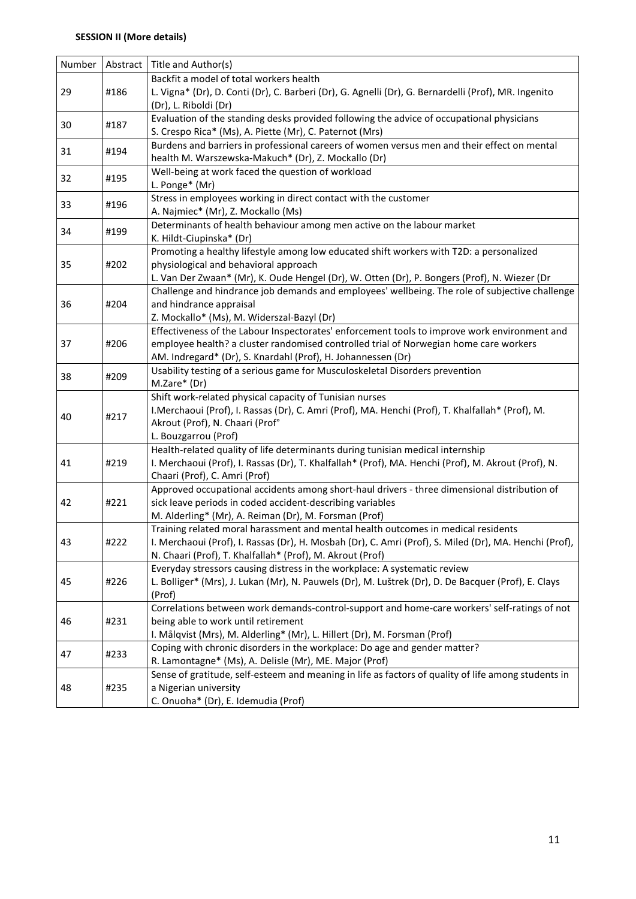**SESSION II (More details)**

| Number | Abstract | Title and Author(s) |
|---|---|---|
| 29 | #186 | Backfit a model of total workers health<br>L. Vigna* (Dr), D. Conti (Dr), C. Barberi (Dr), G. Agnelli (Dr), G. Bernardelli (Prof), MR. Ingenito (Dr), L. Riboldi (Dr) |
| 30 | #187 | Evaluation of the standing desks provided following the advice of occupational physicians<br>S. Crespo Rica* (Ms), A. Piette (Mr), C. Paternot (Mrs) |
| 31 | #194 | Burdens and barriers in professional careers of women versus men and their effect on mental health M. Warszewska-Makuch* (Dr), Z. Mockallo (Dr) |
| 32 | #195 | Well-being at work faced the question of workload<br>L. Ponge* (Mr) |
| 33 | #196 | Stress in employees working in direct contact with the customer<br>A. Najmiec* (Mr), Z. Mockallo (Ms) |
| 34 | #199 | Determinants of health behaviour among men active on the labour market<br>K. Hildt-Ciupinska* (Dr) |
| 35 | #202 | Promoting a healthy lifestyle among low educated shift workers with T2D: a personalized physiological and behavioral approach<br>L. Van Der Zwaan* (Mr), K. Oude Hengel (Dr), W. Otten (Dr), P. Bongers (Prof), N. Wiezer (Dr |
| 36 | #204 | Challenge and hindrance job demands and employees' wellbeing. The role of subjective challenge and hindrance appraisal<br>Z. Mockallo* (Ms), M. Widerszal-Bazyl (Dr) |
| 37 | #206 | Effectiveness of the Labour Inspectorates' enforcement tools to improve work environment and employee health? a cluster randomised controlled trial of Norwegian home care workers<br>AM. Indregard* (Dr), S. Knardahl (Prof), H. Johannessen (Dr) |
| 38 | #209 | Usability testing of a serious game for Musculoskeletal Disorders prevention<br>M.Zare* (Dr) |
| 40 | #217 | Shift work-related physical capacity of Tunisian nurses<br>I.Merchaoui (Prof), I. Rassas (Dr), C. Amri (Prof), MA. Henchi (Prof), T. Khalfallah* (Prof), M. Akrout (Prof), N. Chaari (Prof°<br>L. Bouzgarrou (Prof) |
| 41 | #219 | Health-related quality of life determinants during tunisian medical internship<br>I. Merchaoui (Prof), I. Rassas (Dr), T. Khalfallah* (Prof), MA. Henchi (Prof), M. Akrout (Prof), N. Chaari (Prof), C. Amri (Prof) |
| 42 | #221 | Approved occupational accidents among short-haul drivers - three dimensional distribution of sick leave periods in coded accident-describing variables<br>M. Alderling* (Mr), A. Reiman (Dr), M. Forsman (Prof) |
| 43 | #222 | Training related moral harassment and mental health outcomes in medical residents<br>I. Merchaoui (Prof), I. Rassas (Dr), H. Mosbah (Dr), C. Amri (Prof), S. Miled (Dr), MA. Henchi (Prof), N. Chaari (Prof), T. Khalfallah* (Prof), M. Akrout (Prof) |
| 45 | #226 | Everyday stressors causing distress in the workplace: A systematic review<br>L. Bolliger* (Mrs), J. Lukan (Mr), N. Pauwels (Dr), M. Luštrek (Dr), D. De Bacquer (Prof), E. Clays (Prof) |
| 46 | #231 | Correlations between work demands-control-support and home-care workers' self-ratings of not being able to work until retirement<br>I. Målqvist (Mrs), M. Alderling* (Mr), L. Hillert (Dr), M. Forsman (Prof) |
| 47 | #233 | Coping with chronic disorders in the workplace: Do age and gender matter?<br>R. Lamontagne* (Ms), A. Delisle (Mr), ME. Major (Prof) |
| 48 | #235 | Sense of gratitude, self-esteem and meaning in life as factors of quality of life among students in a Nigerian university<br>C. Onuoha* (Dr), E. Idemudia (Prof) |